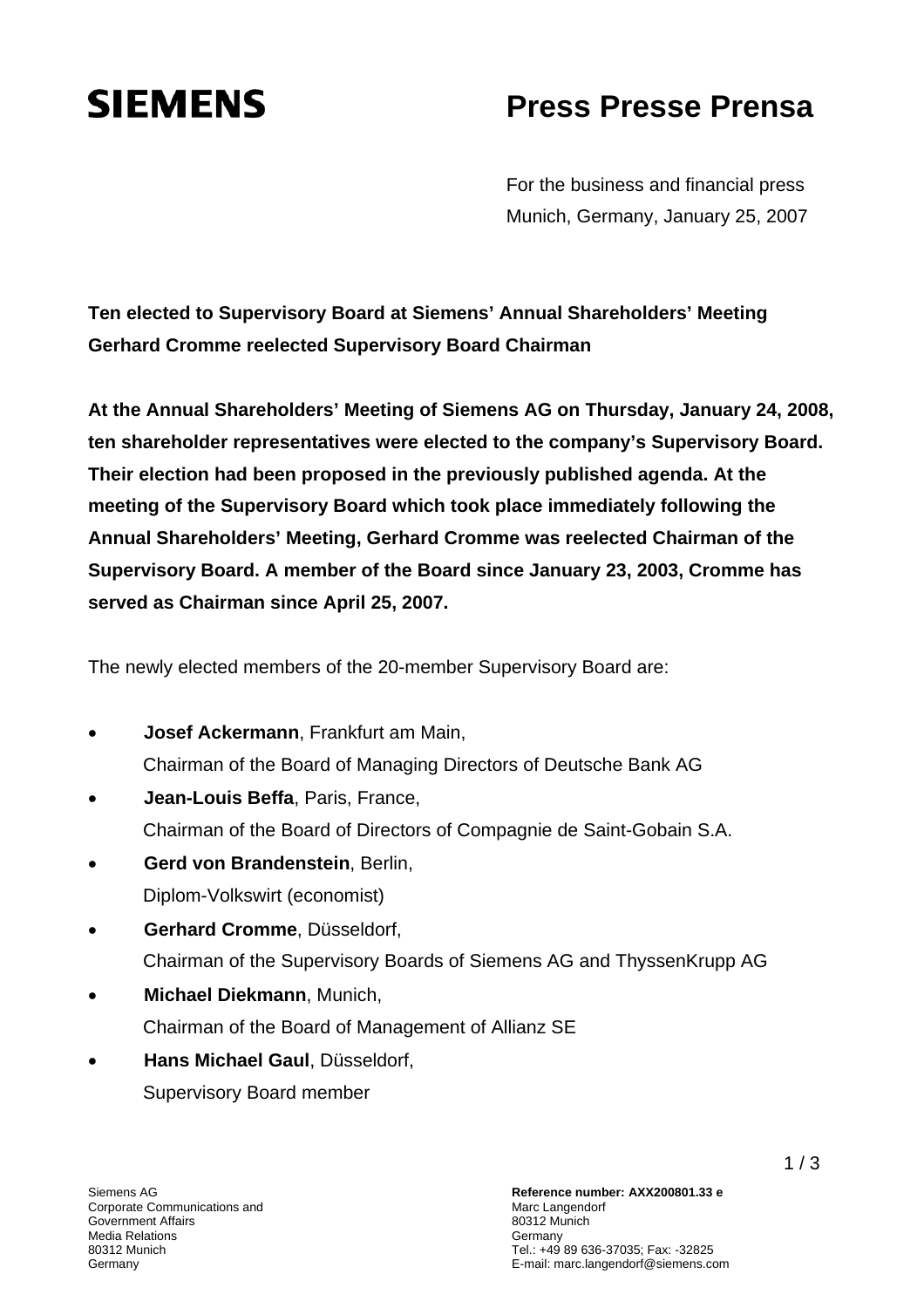**SIEMENS**

# Press Presse Prensa

For the business and financial press
Munich, Germany, January 25, 2007

**Ten elected to Supervisory Board at Siemens' Annual Shareholders' Meeting**
**Gerhard Cromme reelected Supervisory Board Chairman**

**At the Annual Shareholders' Meeting of Siemens AG on Thursday, January 24, 2008, ten shareholder representatives were elected to the company's Supervisory Board. Their election had been proposed in the previously published agenda. At the meeting of the Supervisory Board which took place immediately following the Annual Shareholders' Meeting, Gerhard Cromme was reelected Chairman of the Supervisory Board. A member of the Board since January 23, 2003, Cromme has served as Chairman since April 25, 2007.**

The newly elected members of the 20-member Supervisory Board are:

- **Josef Ackermann**, Frankfurt am Main,
  Chairman of the Board of Managing Directors of Deutsche Bank AG
- **Jean-Louis Beffa**, Paris, France,
  Chairman of the Board of Directors of Compagnie de Saint-Gobain S.A.
- **Gerd von Brandenstein**, Berlin,
  Diplom-Volkswirt (economist)
- **Gerhard Cromme**, Düsseldorf,
  Chairman of the Supervisory Boards of Siemens AG and ThyssenKrupp AG
- **Michael Diekmann**, Munich,
  Chairman of the Board of Management of Allianz SE
- **Hans Michael Gaul**, Düsseldorf,
  Supervisory Board member

Siemens AG
Corporate Communications and
Government Affairs
Media Relations
80312 Munich
Germany

**Reference number: AXX200801.33 e**
Marc Langendorf
80312 Munich
Germany
Tel.: +49 89 636-37035; Fax: -32825
E-mail: marc.langendorf@siemens.com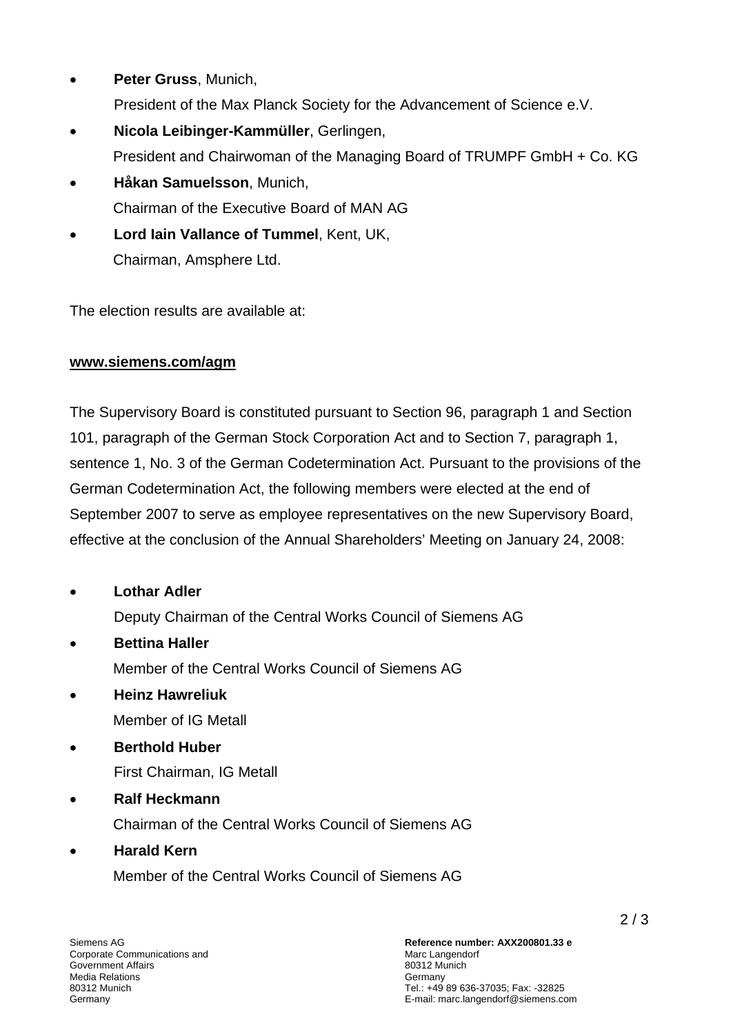- **Peter Gruss**, Munich,
  President of the Max Planck Society for the Advancement of Science e.V.
- **Nicola Leibinger-Kammüller**, Gerlingen,
  President and Chairwoman of the Managing Board of TRUMPF GmbH + Co. KG
- **Håkan Samuelsson**, Munich,
  Chairman of the Executive Board of MAN AG
- **Lord Iain Vallance of Tummel**, Kent, UK,
  Chairman, Amsphere Ltd.

The election results are available at:

**www.siemens.com/agm**

The Supervisory Board is constituted pursuant to Section 96, paragraph 1 and Section 101, paragraph of the German Stock Corporation Act and to Section 7, paragraph 1, sentence 1, No. 3 of the German Codetermination Act. Pursuant to the provisions of the German Codetermination Act, the following members were elected at the end of September 2007 to serve as employee representatives on the new Supervisory Board, effective at the conclusion of the Annual Shareholders' Meeting on January 24, 2008:

- **Lothar Adler**
  Deputy Chairman of the Central Works Council of Siemens AG
- **Bettina Haller**
  Member of the Central Works Council of Siemens AG
- **Heinz Hawreliuk**
  Member of IG Metall
- **Berthold Huber**
  First Chairman, IG Metall
- **Ralf Heckmann**
  Chairman of the Central Works Council of Siemens AG
- **Harald Kern**
  Member of the Central Works Council of Siemens AG

Siemens AG
Corporate Communications and Government Affairs
Media Relations
80312 Munich
Germany

**Reference number: AXX200801.33 e**
Marc Langendorf
80312 Munich
Germany
Tel.: +49 89 636-37035; Fax: -32825
E-mail: marc.langendorf@siemens.com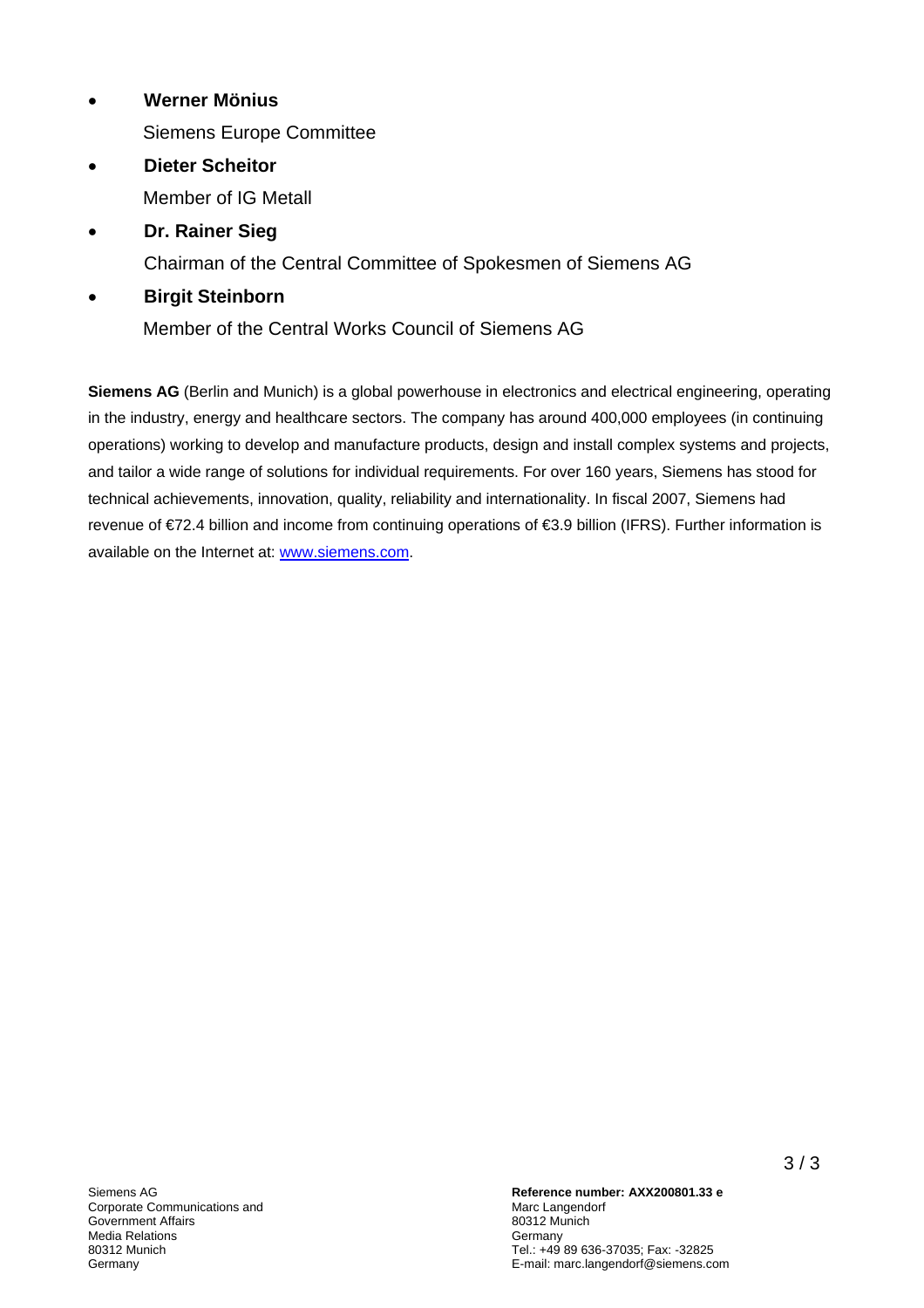- **Werner Mönius**
  Siemens Europe Committee
- **Dieter Scheitor**
  Member of IG Metall
- **Dr. Rainer Sieg**
  Chairman of the Central Committee of Spokesmen of Siemens AG
- **Birgit Steinborn**
  Member of the Central Works Council of Siemens AG

**Siemens AG** (Berlin and Munich) is a global powerhouse in electronics and electrical engineering, operating in the industry, energy and healthcare sectors. The company has around 400,000 employees (in continuing operations) working to develop and manufacture products, design and install complex systems and projects, and tailor a wide range of solutions for individual requirements. For over 160 years, Siemens has stood for technical achievements, innovation, quality, reliability and internationality. In fiscal 2007, Siemens had revenue of €72.4 billion and income from continuing operations of €3.9 billion (IFRS). Further information is available on the Internet at: www.siemens.com.

Siemens AG
Corporate Communications and
Government Affairs
Media Relations
80312 Munich
Germany

**Reference number: AXX200801.33 e**
Marc Langendorf
80312 Munich
Germany
Tel.: +49 89 636-37035; Fax: -32825
E-mail: marc.langendorf@siemens.com